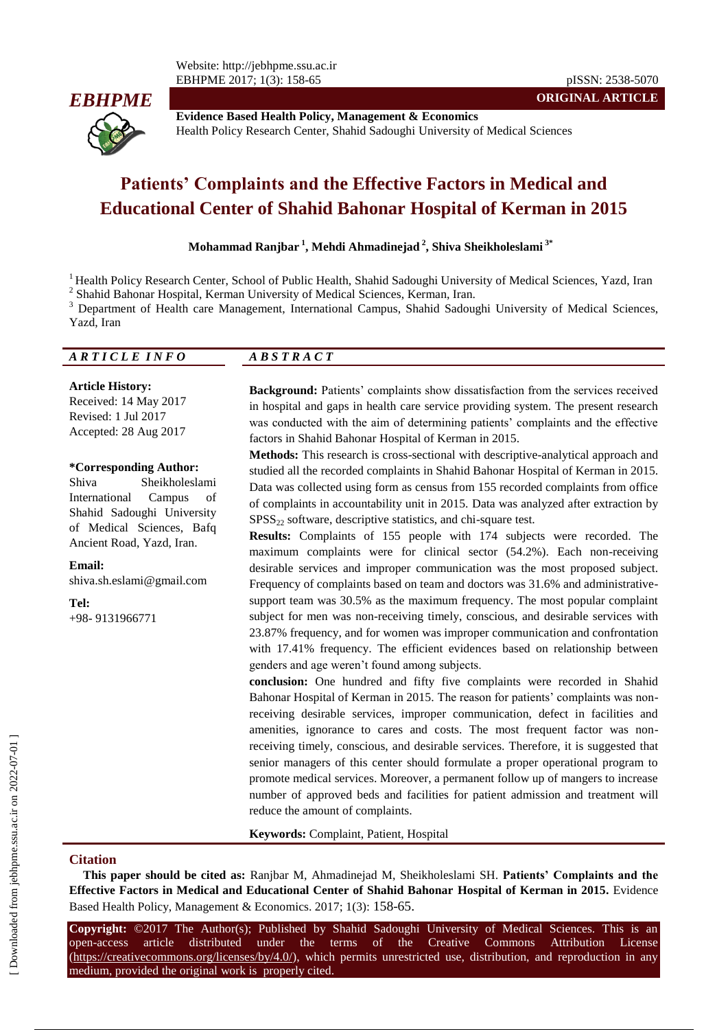**ORIGINAL ARTICLE**

**Evidence Based Health Policy, Management & Economics**
Health Policy Research Center, Shahid Sadoughi University of Medical Sciences

# Patients' Complaints and the Effective Factors in Medical and Educational Center of Shahid Bahonar Hospital of Kerman in 2015

**Mohammad Ranjbar [1], Mehdi Ahmadinejad [2], Shiva Sheikholeslami [3*]**

[1] Health Policy Research Center, School of Public Health, Shahid Sadoughi University of Medical Sciences, Yazd, Iran
[2] Shahid Bahonar Hospital, Kerman University of Medical Sciences, Kerman, Iran.
[3] Department of Health care Management, International Campus, Shahid Sadoughi University of Medical Sciences, Yazd, Iran

## ARTICLE INFO

**Article History:**
Received: 14 May 2017
Revised: 1 Jul 2017
Accepted: 28 Aug 2017

**\*Corresponding Author:**
Shiva Sheikholeslami
International Campus of Shahid Sadoughi University of Medical Sciences, Bafq Ancient Road, Yazd, Iran.

**Email:**
shiva.sh.eslami@gmail.com

**Tel:**
+98- 9131966771

## ABSTRACT

**Background:** Patients' complaints show dissatisfaction from the services received in hospital and gaps in health care service providing system. The present research was conducted with the aim of determining patients' complaints and the effective factors in Shahid Bahonar Hospital of Kerman in 2015.

**Methods:** This research is cross-sectional with descriptive-analytical approach and studied all the recorded complaints in Shahid Bahonar Hospital of Kerman in 2015. Data was collected using form as census from 155 recorded complaints from office of complaints in accountability unit in 2015. Data was analyzed after extraction by $SPSS_{22}$ software, descriptive statistics, and chi-square test.

**Results:** Complaints of 155 people with 174 subjects were recorded. The maximum complaints were for clinical sector (54.2%). Each non-receiving desirable services and improper communication was the most proposed subject. Frequency of complaints based on team and doctors was 31.6% and administrative-support team was 30.5% as the maximum frequency. The most popular complaint subject for men was non-receiving timely, conscious, and desirable services with 23.87% frequency, and for women was improper communication and confrontation with 17.41% frequency. The efficient evidences based on relationship between genders and age weren't found among subjects.

**conclusion:** One hundred and fifty five complaints were recorded in Shahid Bahonar Hospital of Kerman in 2015. The reason for patients' complaints was non-receiving desirable services, improper communication, defect in facilities and amenities, ignorance to cares and costs. The most frequent factor was non-receiving timely, conscious, and desirable services. Therefore, it is suggested that senior managers of this center should formulate a proper operational program to promote medical services. Moreover, a permanent follow up of mangers to increase number of approved beds and facilities for patient admission and treatment will reduce the amount of complaints.

**Keywords:** Complaint, Patient, Hospital

## Citation

**This paper should be cited as:** Ranjbar M, Ahmadinejad M, Sheikholeslami SH. **Patients' Complaints and the Effective Factors in Medical and Educational Center of Shahid Bahonar Hospital of Kerman in 2015.** Evidence Based Health Policy, Management & Economics. 2017; 1(3): 158-65.

**Copyright:** ©2017 The Author(s); Published by Shahid Sadoughi University of Medical Sciences. This is an open-access article distributed under the terms of the Creative Commons Attribution License (https://creativecommons.org/licenses/by/4.0/), which permits unrestricted use, distribution, and reproduction in any medium, provided the original work is properly cited.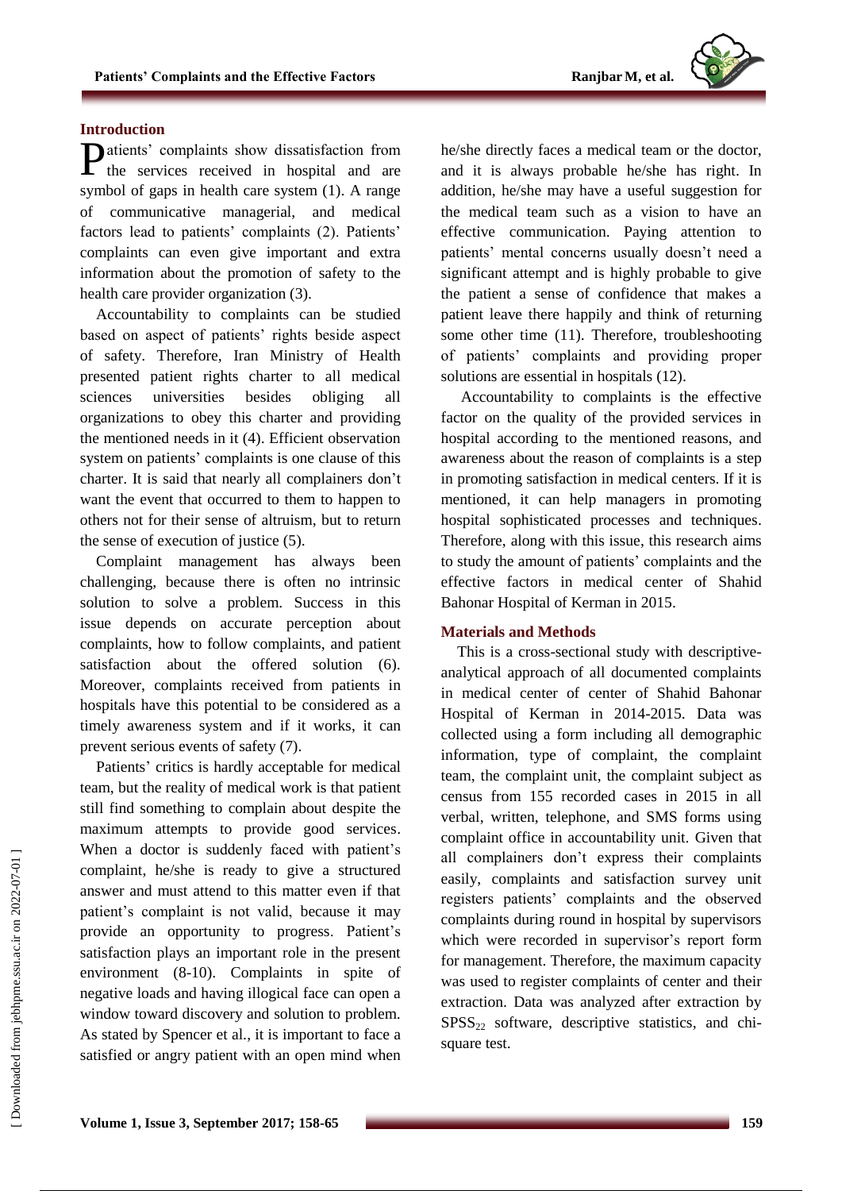## Introduction

Patients' complaints show dissatisfaction from the services received in hospital and are symbol of gaps in health care system (1). A range of communicative managerial, and medical factors lead to patients' complaints (2). Patients' complaints can even give important and extra information about the promotion of safety to the health care provider organization (3).

Accountability to complaints can be studied based on aspect of patients' rights beside aspect of safety. Therefore, Iran Ministry of Health presented patient rights charter to all medical sciences universities besides obliging all organizations to obey this charter and providing the mentioned needs in it (4). Efficient observation system on patients' complaints is one clause of this charter. It is said that nearly all complainers don't want the event that occurred to them to happen to others not for their sense of altruism, but to return the sense of execution of justice (5).

Complaint management has always been challenging, because there is often no intrinsic solution to solve a problem. Success in this issue depends on accurate perception about complaints, how to follow complaints, and patient satisfaction about the offered solution (6). Moreover, complaints received from patients in hospitals have this potential to be considered as a timely awareness system and if it works, it can prevent serious events of safety (7).

Patients' critics is hardly acceptable for medical team, but the reality of medical work is that patient still find something to complain about despite the maximum attempts to provide good services. When a doctor is suddenly faced with patient's complaint, he/she is ready to give a structured answer and must attend to this matter even if that patient's complaint is not valid, because it may provide an opportunity to progress. Patient's satisfaction plays an important role in the present environment (8-10). Complaints in spite of negative loads and having illogical face can open a window toward discovery and solution to problem. As stated by Spencer et al., it is important to face a satisfied or angry patient with an open mind when he/she directly faces a medical team or the doctor, and it is always probable he/she has right. In addition, he/she may have a useful suggestion for the medical team such as a vision to have an effective communication. Paying attention to patients' mental concerns usually doesn't need a significant attempt and is highly probable to give the patient a sense of confidence that makes a patient leave there happily and think of returning some other time (11). Therefore, troubleshooting of patients' complaints and providing proper solutions are essential in hospitals (12).

Accountability to complaints is the effective factor on the quality of the provided services in hospital according to the mentioned reasons, and awareness about the reason of complaints is a step in promoting satisfaction in medical centers. If it is mentioned, it can help managers in promoting hospital sophisticated processes and techniques. Therefore, along with this issue, this research aims to study the amount of patients' complaints and the effective factors in medical center of Shahid Bahonar Hospital of Kerman in 2015.

## Materials and Methods

This is a cross-sectional study with descriptive-analytical approach of all documented complaints in medical center of center of Shahid Bahonar Hospital of Kerman in 2014-2015. Data was collected using a form including all demographic information, type of complaint, the complaint team, the complaint unit, the complaint subject as census from 155 recorded cases in 2015 in all verbal, written, telephone, and SMS forms using complaint office in accountability unit. Given that all complainers don't express their complaints easily, complaints and satisfaction survey unit registers patients' complaints and the observed complaints during round in hospital by supervisors which were recorded in supervisor's report form for management. Therefore, the maximum capacity was used to register complaints of center and their extraction. Data was analyzed after extraction by $SPSS_{22}$ software, descriptive statistics, and chi-square test.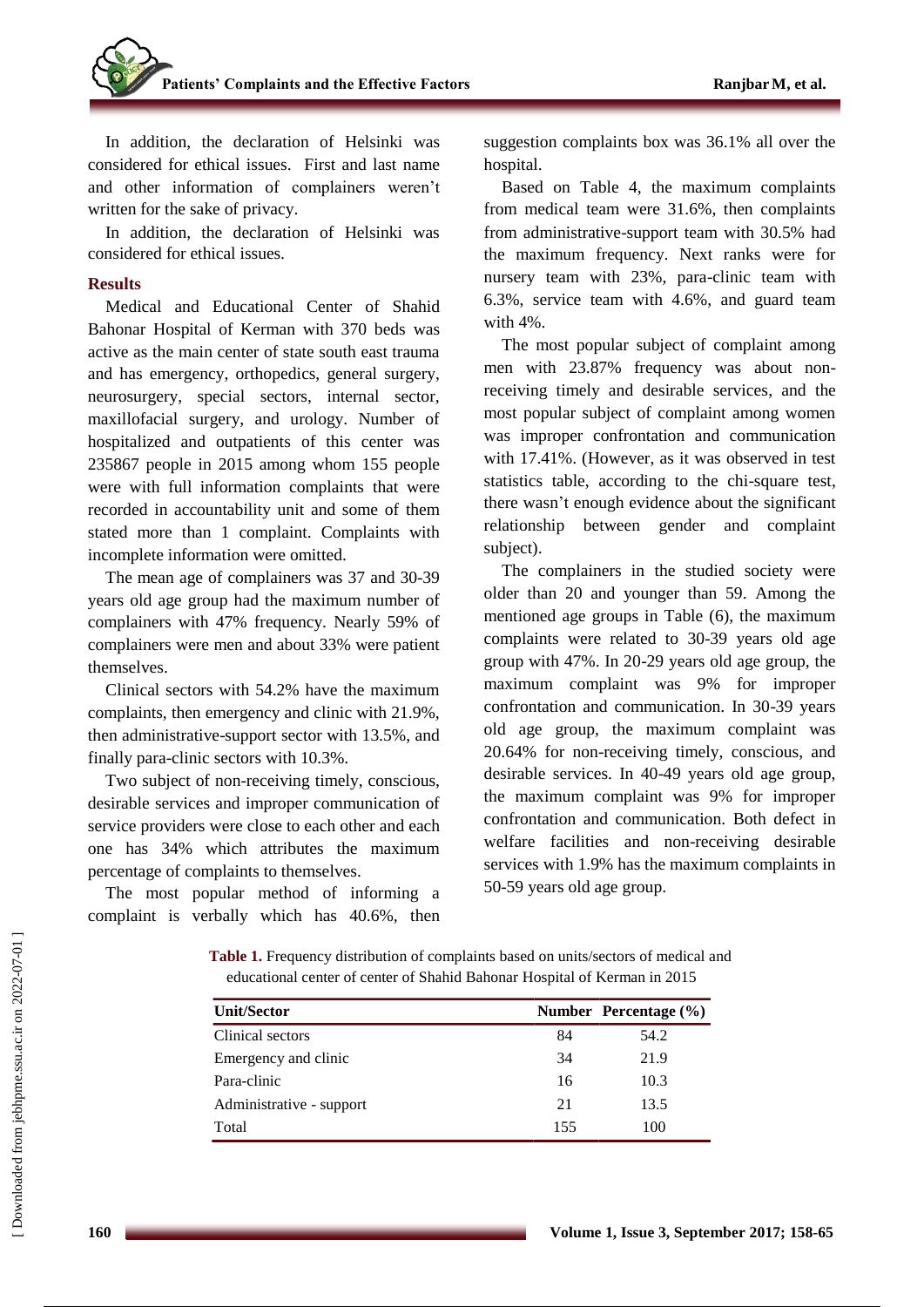In addition, the declaration of Helsinki was considered for ethical issues. First and last name and other information of complainers weren't written for the sake of privacy.

In addition, the declaration of Helsinki was considered for ethical issues.

## Results

Medical and Educational Center of Shahid Bahonar Hospital of Kerman with 370 beds was active as the main center of state south east trauma and has emergency, orthopedics, general surgery, neurosurgery, special sectors, internal sector, maxillofacial surgery, and urology. Number of hospitalized and outpatients of this center was 235867 people in 2015 among whom 155 people were with full information complaints that were recorded in accountability unit and some of them stated more than 1 complaint. Complaints with incomplete information were omitted.

The mean age of complainers was 37 and 30-39 years old age group had the maximum number of complainers with 47% frequency. Nearly 59% of complainers were men and about 33% were patient themselves.

Clinical sectors with 54.2% have the maximum complaints, then emergency and clinic with 21.9%, then administrative-support sector with 13.5%, and finally para-clinic sectors with 10.3%.

Two subject of non-receiving timely, conscious, desirable services and improper communication of service providers were close to each other and each one has 34% which attributes the maximum percentage of complaints to themselves.

The most popular method of informing a complaint is verbally which has 40.6%, then suggestion complaints box was 36.1% all over the hospital.

Based on Table 4, the maximum complaints from medical team were 31.6%, then complaints from administrative-support team with 30.5% had the maximum frequency. Next ranks were for nursery team with 23%, para-clinic team with 6.3%, service team with 4.6%, and guard team with 4%.

The most popular subject of complaint among men with 23.87% frequency was about non-receiving timely and desirable services, and the most popular subject of complaint among women was improper confrontation and communication with 17.41%. (However, as it was observed in test statistics table, according to the chi-square test, there wasn't enough evidence about the significant relationship between gender and complaint subject).

The complainers in the studied society were older than 20 and younger than 59. Among the mentioned age groups in Table (6), the maximum complaints were related to 30-39 years old age group with 47%. In 20-29 years old age group, the maximum complaint was 9% for improper confrontation and communication. In 30-39 years old age group, the maximum complaint was 20.64% for non-receiving timely, conscious, and desirable services. In 40-49 years old age group, the maximum complaint was 9% for improper confrontation and communication. Both defect in welfare facilities and non-receiving desirable services with 1.9% has the maximum complaints in 50-59 years old age group.

**Table 1.** Frequency distribution of complaints based on units/sectors of medical and educational center of center of Shahid Bahonar Hospital of Kerman in 2015

| Unit/Sector | Number | Percentage (%) |
|---|---|---|
| Clinical sectors | 84 | 54.2 |
| Emergency and clinic | 34 | 21.9 |
| Para-clinic | 16 | 10.3 |
| Administrative - support | 21 | 13.5 |
| Total | 155 | 100 |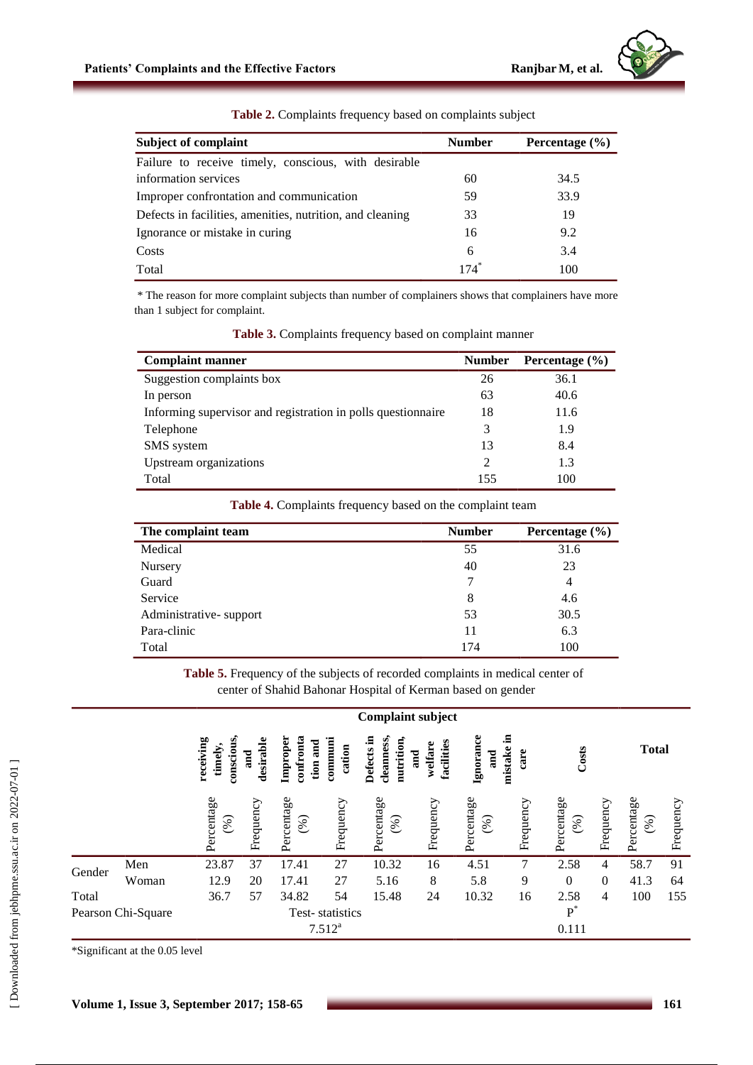**Table 2.** Complaints frequency based on complaints subject

| Subject of complaint | Number | Percentage (%) |
|---|---|---|
| Failure to receive timely, conscious, with desirable information services | 60 | 34.5 |
| Improper confrontation and communication | 59 | 33.9 |
| Defects in facilities, amenities, nutrition, and cleaning | 33 | 19 |
| Ignorance or mistake in curing | 16 | 9.2 |
| Costs | 6 | 3.4 |
| Total | 174* | 100 |

* The reason for more complaint subjects than number of complainers shows that complainers have more than 1 subject for complaint.

**Table 3.** Complaints frequency based on complaint manner

| Complaint manner | Number | Percentage (%) |
|---|---|---|
| Suggestion complaints box | 26 | 36.1 |
| In person | 63 | 40.6 |
| Informing supervisor and registration in polls questionnaire | 18 | 11.6 |
| Telephone | 3 | 1.9 |
| SMS system | 13 | 8.4 |
| Upstream organizations | 2 | 1.3 |
| Total | 155 | 100 |

**Table 4.** Complaints frequency based on the complaint team

| The complaint team | Number | Percentage (%) |
|---|---|---|
| Medical | 55 | 31.6 |
| Nursery | 40 | 23 |
| Guard | 7 | 4 |
| Service | 8 | 4.6 |
| Administrative- support | 53 | 30.5 |
| Para-clinic | 11 | 6.3 |
| Total | 174 | 100 |

**Table 5.** Frequency of the subjects of recorded complaints in medical center of center of Shahid Bahonar Hospital of Kerman based on gender

| | | Complaint subject | | | | | | | | | | | |
|---|---|---|---|---|---|---|---|---|---|---|---|---|---|
| | | receiving timely, conscious, and desirable | | Improper confrontation and communication | | Defects in cleanness, nutrition, and welfare facilities | | Ignorance and mistake in care | | Costs | | Total | |
| | | Percentage (%) | Frequency | Percentage (%) | Frequency | Percentage (%) | Frequency | Percentage (%) | Frequency | Percentage (%) | Frequency | Percentage (%) | Frequency |
| Gender | Men | 23.87 | 37 | 17.41 | 27 | 10.32 | 16 | 4.51 | 7 | 2.58 | 4 | 58.7 | 91 |
| | Woman | 12.9 | 20 | 17.41 | 27 | 5.16 | 8 | 5.8 | 9 | 0 | 0 | 41.3 | 64 |
| Total | | 36.7 | 57 | 34.82 | 54 | 15.48 | 24 | 10.32 | 16 | 2.58 | 4 | 100 | 155 |
| Pearson Chi-Square | | | | Test- statistics 7.512[a] | | | | | | P* 0.111 | | | |

*Significant at the 0.05 level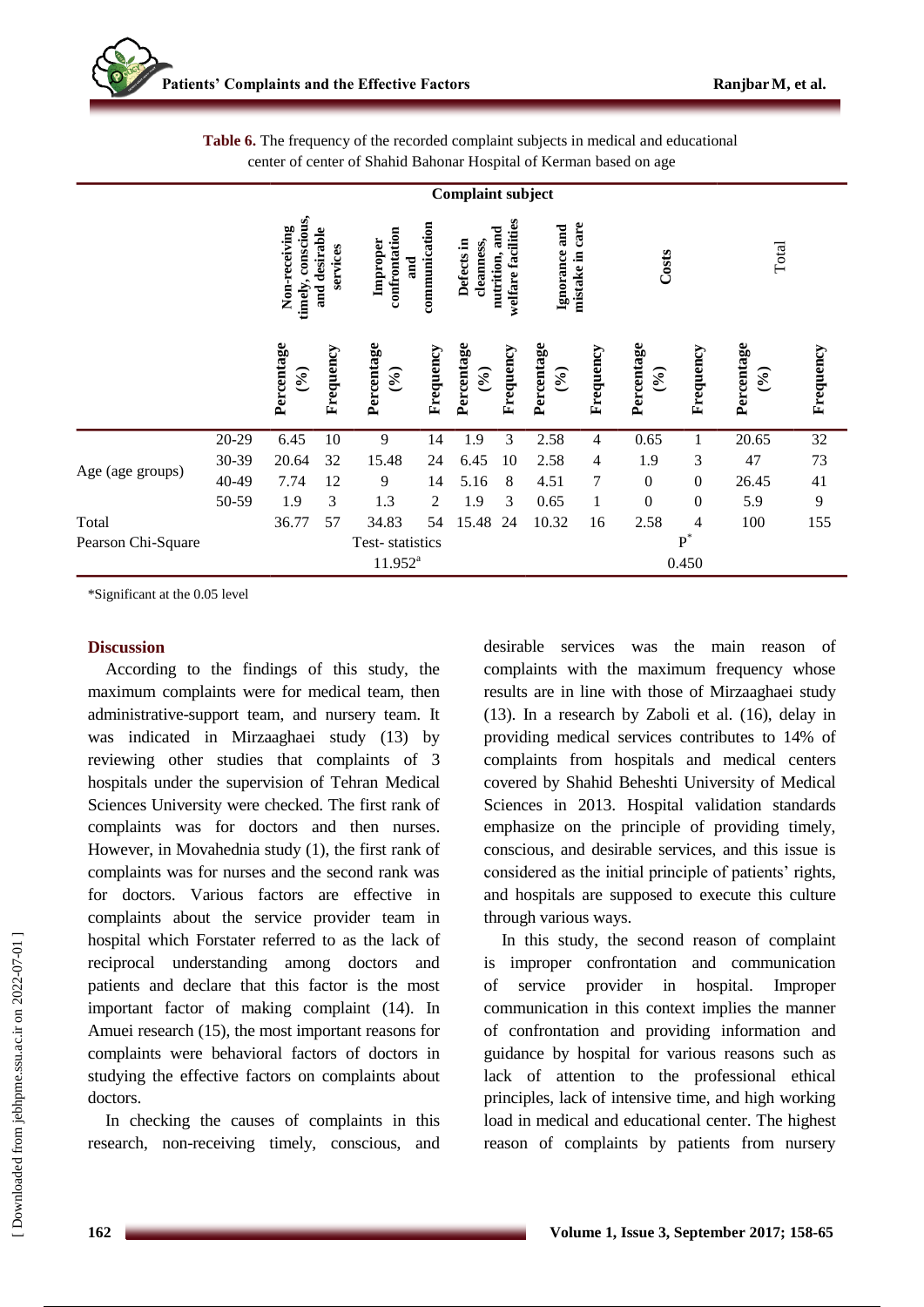**Table 6.** The frequency of the recorded complaint subjects in medical and educational center of center of Shahid Bahonar Hospital of Kerman based on age

| | | Complaint subject | | | | | | | | | | | |
|---|---|---|---|---|---|---|---|---|---|---|---|---|---|
| | | Non-receiving timely, conscious, and desirable services | | Improper confrontation and communication | | Defects in cleanness, nutrition, and welfare facilities | | Ignorance and mistake in care | | Costs | | Total | |
| | | Percentage (%) | Frequency | Percentage (%) | Frequency | Percentage (%) | Frequency | Percentage (%) | Frequency | Percentage (%) | Frequency | Percentage (%) | Frequency |
| Age (age groups) | 20-29 | 6.45 | 10 | 9 | 14 | 1.9 | 3 | 2.58 | 4 | 0.65 | 1 | 20.65 | 32 |
| | 30-39 | 20.64 | 32 | 15.48 | 24 | 6.45 | 10 | 2.58 | 4 | 1.9 | 3 | 47 | 73 |
| | 40-49 | 7.74 | 12 | 9 | 14 | 5.16 | 8 | 4.51 | 7 | 0 | 0 | 26.45 | 41 |
| | 50-59 | 1.9 | 3 | 1.3 | 2 | 1.9 | 3 | 0.65 | 1 | 0 | 0 | 5.9 | 9 |
| Total | | 36.77 | 57 | 34.83 | 54 | 15.48 | 24 | 10.32 | 16 | 2.58 | 4 | 100 | 155 |
| Pearson Chi-Square | | Test- statistics 11.952[a] | | | | | | | | P* 0.450 | | | |

*Significant at the 0.05 level

## Discussion

According to the findings of this study, the maximum complaints were for medical team, then administrative-support team, and nursery team. It was indicated in Mirzaaghaei study (13) by reviewing other studies that complaints of 3 hospitals under the supervision of Tehran Medical Sciences University were checked. The first rank of complaints was for doctors and then nurses. However, in Movahednia study (1), the first rank of complaints was for nurses and the second rank was for doctors. Various factors are effective in complaints about the service provider team in hospital which Forstater referred to as the lack of reciprocal understanding among doctors and patients and declare that this factor is the most important factor of making complaint (14). In Amuei research (15), the most important reasons for complaints were behavioral factors of doctors in studying the effective factors on complaints about doctors.

In checking the causes of complaints in this research, non-receiving timely, conscious, and desirable services was the main reason of complaints with the maximum frequency whose results are in line with those of Mirzaaghaei study (13). In a research by Zaboli et al. (16), delay in providing medical services contributes to 14% of complaints from hospitals and medical centers covered by Shahid Beheshti University of Medical Sciences in 2013. Hospital validation standards emphasize on the principle of providing timely, conscious, and desirable services, and this issue is considered as the initial principle of patients' rights, and hospitals are supposed to execute this culture through various ways.

In this study, the second reason of complaint is improper confrontation and communication of service provider in hospital. Improper communication in this context implies the manner of confrontation and providing information and guidance by hospital for various reasons such as lack of attention to the professional ethical principles, lack of intensive time, and high working load in medical and educational center. The highest reason of complaints by patients from nursery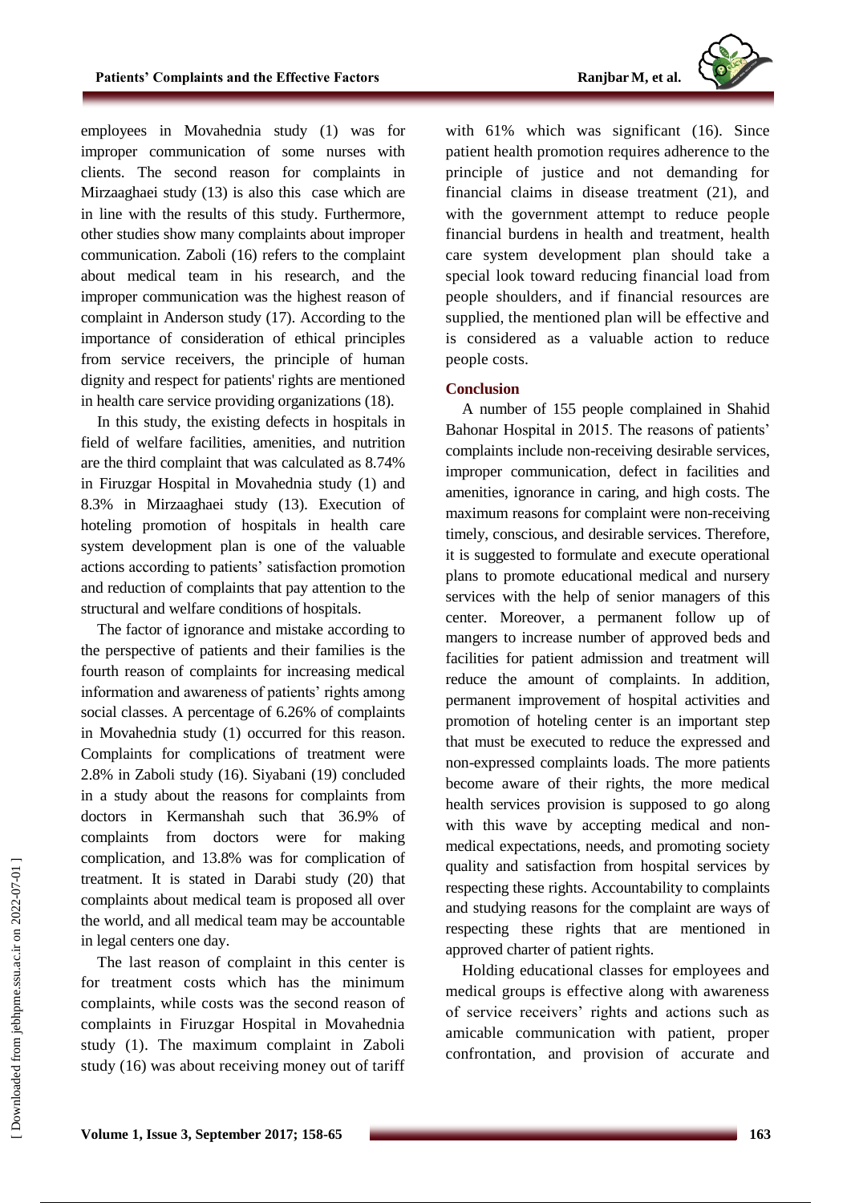employees in Movahednia study (1) was for improper communication of some nurses with clients. The second reason for complaints in Mirzaaghaei study (13) is also this case which are in line with the results of this study. Furthermore, other studies show many complaints about improper communication. Zaboli (16) refers to the complaint about medical team in his research, and the improper communication was the highest reason of complaint in Anderson study (17). According to the importance of consideration of ethical principles from service receivers, the principle of human dignity and respect for patients' rights are mentioned in health care service providing organizations (18).

In this study, the existing defects in hospitals in field of welfare facilities, amenities, and nutrition are the third complaint that was calculated as 8.74% in Firuzgar Hospital in Movahednia study (1) and 8.3% in Mirzaaghaei study (13). Execution of hoteling promotion of hospitals in health care system development plan is one of the valuable actions according to patients' satisfaction promotion and reduction of complaints that pay attention to the structural and welfare conditions of hospitals.

The factor of ignorance and mistake according to the perspective of patients and their families is the fourth reason of complaints for increasing medical information and awareness of patients' rights among social classes. A percentage of 6.26% of complaints in Movahednia study (1) occurred for this reason. Complaints for complications of treatment were 2.8% in Zaboli study (16). Siyabani (19) concluded in a study about the reasons for complaints from doctors in Kermanshah such that 36.9% of complaints from doctors were for making complication, and 13.8% was for complication of treatment. It is stated in Darabi study (20) that complaints about medical team is proposed all over the world, and all medical team may be accountable in legal centers one day.

The last reason of complaint in this center is for treatment costs which has the minimum complaints, while costs was the second reason of complaints in Firuzgar Hospital in Movahednia study (1). The maximum complaint in Zaboli study (16) was about receiving money out of tariff with 61% which was significant (16). Since patient health promotion requires adherence to the principle of justice and not demanding for financial claims in disease treatment (21), and with the government attempt to reduce people financial burdens in health and treatment, health care system development plan should take a special look toward reducing financial load from people shoulders, and if financial resources are supplied, the mentioned plan will be effective and is considered as a valuable action to reduce people costs.

## Conclusion

A number of 155 people complained in Shahid Bahonar Hospital in 2015. The reasons of patients' complaints include non-receiving desirable services, improper communication, defect in facilities and amenities, ignorance in caring, and high costs. The maximum reasons for complaint were non-receiving timely, conscious, and desirable services. Therefore, it is suggested to formulate and execute operational plans to promote educational medical and nursery services with the help of senior managers of this center. Moreover, a permanent follow up of mangers to increase number of approved beds and facilities for patient admission and treatment will reduce the amount of complaints. In addition, permanent improvement of hospital activities and promotion of hoteling center is an important step that must be executed to reduce the expressed and non-expressed complaints loads. The more patients become aware of their rights, the more medical health services provision is supposed to go along with this wave by accepting medical and non-medical expectations, needs, and promoting society quality and satisfaction from hospital services by respecting these rights. Accountability to complaints and studying reasons for the complaint are ways of respecting these rights that are mentioned in approved charter of patient rights.

Holding educational classes for employees and medical groups is effective along with awareness of service receivers' rights and actions such as amicable communication with patient, proper confrontation, and provision of accurate and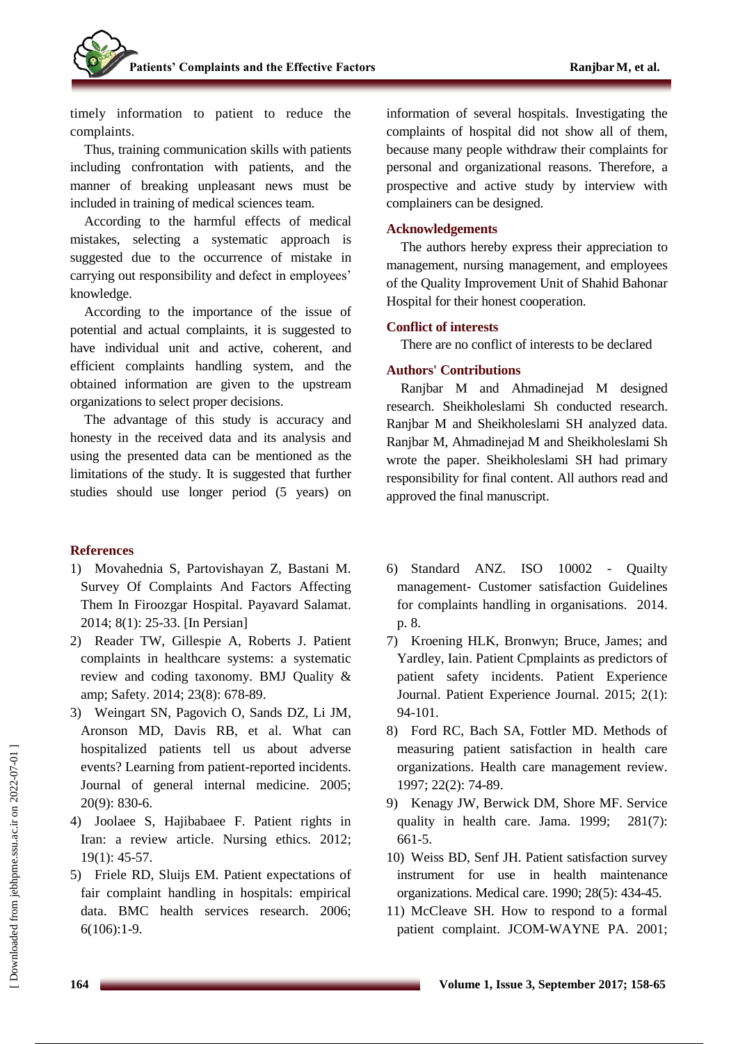timely information to patient to reduce the complaints.

Thus, training communication skills with patients including confrontation with patients, and the manner of breaking unpleasant news must be included in training of medical sciences team.

According to the harmful effects of medical mistakes, selecting a systematic approach is suggested due to the occurrence of mistake in carrying out responsibility and defect in employees' knowledge.

According to the importance of the issue of potential and actual complaints, it is suggested to have individual unit and active, coherent, and efficient complaints handling system, and the obtained information are given to the upstream organizations to select proper decisions.

The advantage of this study is accuracy and honesty in the received data and its analysis and using the presented data can be mentioned as the limitations of the study. It is suggested that further studies should use longer period (5 years) on information of several hospitals. Investigating the complaints of hospital did not show all of them, because many people withdraw their complaints for personal and organizational reasons. Therefore, a prospective and active study by interview with complainers can be designed.

## Acknowledgements

The authors hereby express their appreciation to management, nursing management, and employees of the Quality Improvement Unit of Shahid Bahonar Hospital for their honest cooperation.

## Conflict of interests

There are no conflict of interests to be declared

## Authors' Contributions

Ranjbar M and Ahmadinejad M designed research. Sheikholeslami Sh conducted research. Ranjbar M and Sheikholeslami SH analyzed data. Ranjbar M, Ahmadinejad M and Sheikholeslami Sh wrote the paper. Sheikholeslami SH had primary responsibility for final content. All authors read and approved the final manuscript.

## References

1) Movahednia S, Partovishayan Z, Bastani M. Survey Of Complaints And Factors Affecting Them In Firoozgar Hospital. Payavard Salamat. 2014; 8(1): 25-33. [In Persian]
2) Reader TW, Gillespie A, Roberts J. Patient complaints in healthcare systems: a systematic review and coding taxonomy. BMJ Quality & amp; Safety. 2014; 23(8): 678-89.
3) Weingart SN, Pagovich O, Sands DZ, Li JM, Aronson MD, Davis RB, et al. What can hospitalized patients tell us about adverse events? Learning from patient-reported incidents. Journal of general internal medicine. 2005; 20(9): 830-6.
4) Joolaee S, Hajibabaee F. Patient rights in Iran: a review article. Nursing ethics. 2012; 19(1): 45-57.
5) Friele RD, Sluijs EM. Patient expectations of fair complaint handling in hospitals: empirical data. BMC health services research. 2006; 6(106):1-9.
6) Standard ANZ. ISO 10002 - Quailty management- Customer satisfaction Guidelines for complaints handling in organisations. 2014. p. 8.
7) Kroening HLK, Bronwyn; Bruce, James; and Yardley, Iain. Patient Cpmplaints as predictors of patient safety incidents. Patient Experience Journal. Patient Experience Journal. 2015; 2(1): 94-101.
8) Ford RC, Bach SA, Fottler MD. Methods of measuring patient satisfaction in health care organizations. Health care management review. 1997; 22(2): 74-89.
9) Kenagy JW, Berwick DM, Shore MF. Service quality in health care. Jama. 1999; 281(7): 661-5.
10) Weiss BD, Senf JH. Patient satisfaction survey instrument for use in health maintenance organizations. Medical care. 1990; 28(5): 434-45.
11) McCleave SH. How to respond to a formal patient complaint. JCOM-WAYNE PA. 2001;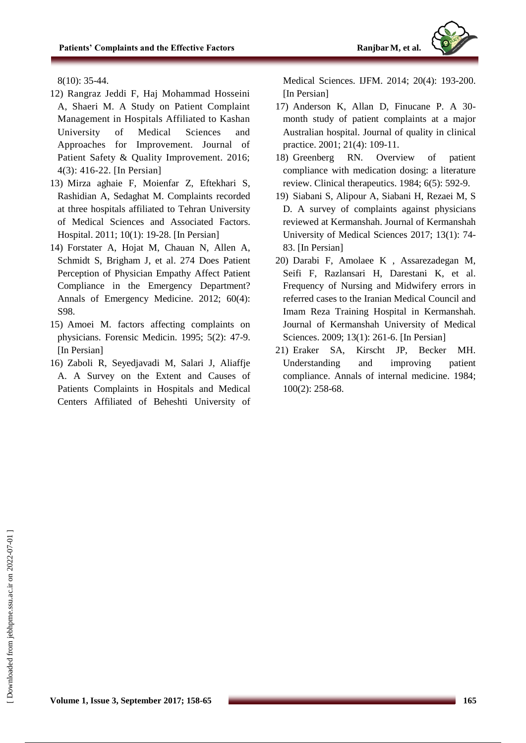8(10): 35-44.

12) Rangraz Jeddi F, Haj Mohammad Hosseini A, Shaeri M. A Study on Patient Complaint Management in Hospitals Affiliated to Kashan University of Medical Sciences and Approaches for Improvement. Journal of Patient Safety & Quality Improvement. 2016; 4(3): 416-22. [In Persian]
13) Mirza aghaie F, Moienfar Z, Eftekhari S, Rashidian A, Sedaghat M. Complaints recorded at three hospitals affiliated to Tehran University of Medical Sciences and Associated Factors. Hospital. 2011; 10(1): 19-28. [In Persian]
14) Forstater A, Hojat M, Chauan N, Allen A, Schmidt S, Brigham J, et al. 274 Does Patient Perception of Physician Empathy Affect Patient Compliance in the Emergency Department? Annals of Emergency Medicine. 2012; 60(4): S98.
15) Amoei M. factors affecting complaints on physicians. Forensic Medicin. 1995; 5(2): 47-9. [In Persian]
16) Zaboli R, Seyedjavadi M, Salari J, Aliaffje A. A Survey on the Extent and Causes of Patients Complaints in Hospitals and Medical Centers Affiliated of Beheshti University of Medical Sciences. IJFM. 2014; 20(4): 193-200. [In Persian]
17) Anderson K, Allan D, Finucane P. A 30-month study of patient complaints at a major Australian hospital. Journal of quality in clinical practice. 2001; 21(4): 109-11.
18) Greenberg RN. Overview of patient compliance with medication dosing: a literature review. Clinical therapeutics. 1984; 6(5): 592-9.
19) Siabani S, Alipour A, Siabani H, Rezaei M, S D. A survey of complaints against physicians reviewed at Kermanshah. Journal of Kermanshah University of Medical Sciences 2017; 13(1): 74-83. [In Persian]
20) Darabi F, Amolaee K , Assarezadegan M, Seifi F, Razlansari H, Darestani K, et al. Frequency of Nursing and Midwifery errors in referred cases to the Iranian Medical Council and Imam Reza Training Hospital in Kermanshah. Journal of Kermanshah University of Medical Sciences. 2009; 13(1): 261-6. [In Persian]
21) Eraker SA, Kirscht JP, Becker MH. Understanding and improving patient compliance. Annals of internal medicine. 1984; 100(2): 258-68.